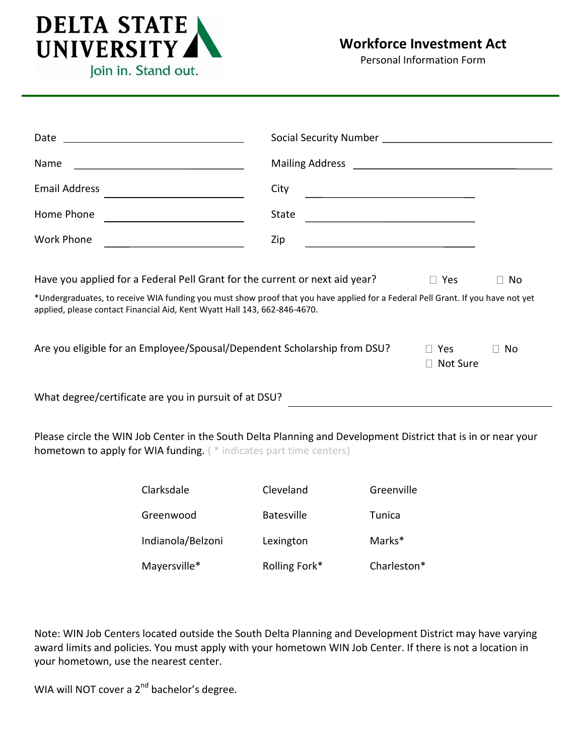DELTA STATE UNIVERSITY
Join in. Stand out.

# Workforce Investment Act

Personal Information Form

| | | | |
|---|---|---|---|
| Date | ______________________ | Social Security Number | ______________________ |
| Name | ______________________ | Mailing Address | ______________________ |
| Email Address | ______________________ | City | ______________________ |
| Home Phone | ______________________ | State | ______________________ |
| Work Phone | ______________________ | Zip | ______________________ |

Have you applied for a Federal Pell Grant for the current or next aid year? ☐ Yes ☐ No

*Undergraduates, to receive WIA funding you must show proof that you have applied for a Federal Pell Grant. If you have not yet applied, please contact Financial Aid, Kent Wyatt Hall 143, 662-846-4670.

Are you eligible for an Employee/Spousal/Dependent Scholarship from DSU? ☐ Yes ☐ No ☐ Not Sure

What degree/certificate are you in pursuit of at DSU? ______________________

Please circle the WIN Job Center in the South Delta Planning and Development District that is in or near your hometown to apply for WIA funding. ( * indicates part time centers)

| | | |
|---|---|---|
| Clarksdale | Cleveland | Greenville |
| Greenwood | Batesville | Tunica |
| Indianola/Belzoni | Lexington | Marks* |
| Mayersville* | Rolling Fork* | Charleston* |

Note: WIN Job Centers located outside the South Delta Planning and Development District may have varying award limits and policies. You must apply with your hometown WIN Job Center. If there is not a location in your hometown, use the nearest center.

WIA will NOT cover a 2nd bachelor's degree.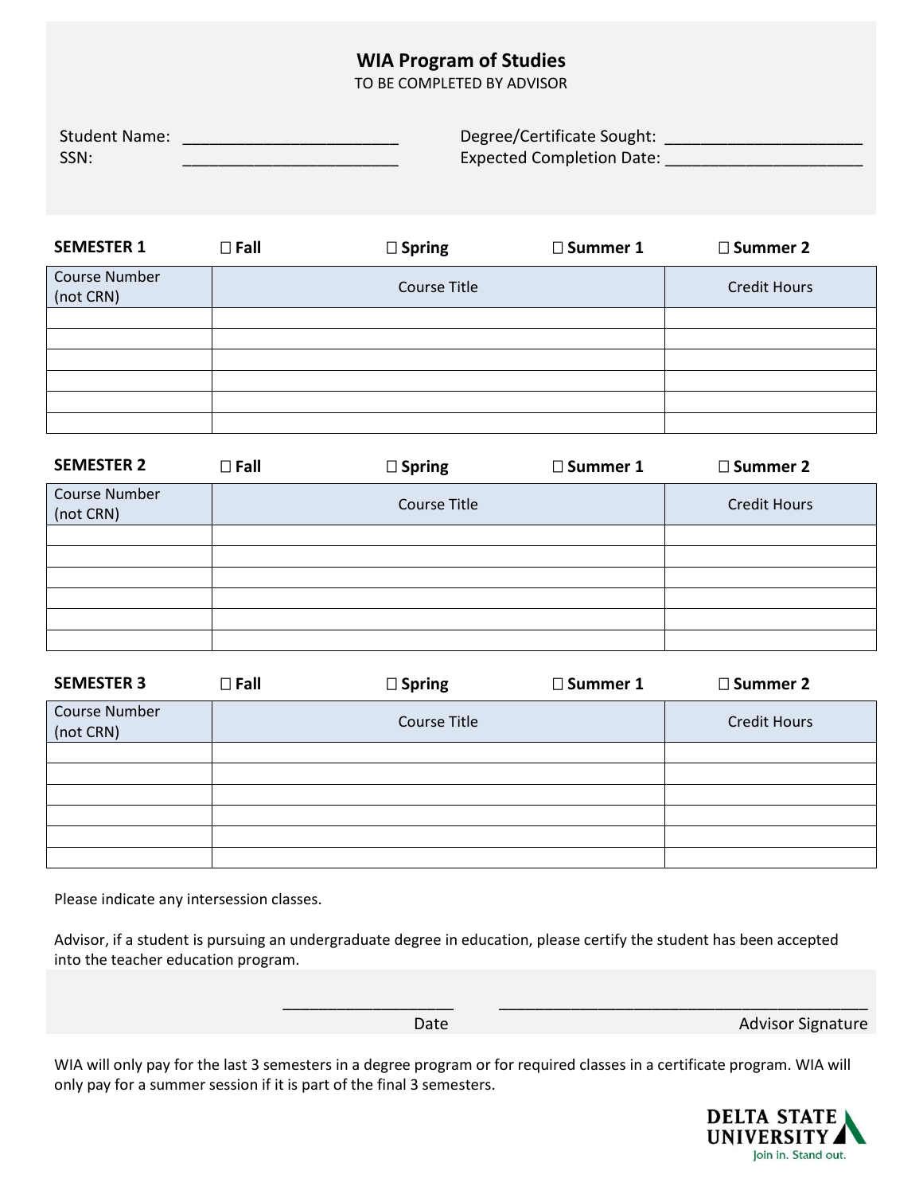## WIA Program of Studies

TO BE COMPLETED BY ADVISOR

Student Name: ________________________

SSN: ________________________

Degree/Certificate Sought: ______________________

Expected Completion Date: ______________________

**SEMESTER 1** ☐ **Fall** ☐ **Spring** ☐ **Summer 1** ☐ **Summer 2**

| Course Number (not CRN) | Course Title | Credit Hours |
|---|---|---|
| | | |
| | | |
| | | |
| | | |
| | | |
| | | |

**SEMESTER 2** ☐ **Fall** ☐ **Spring** ☐ **Summer 1** ☐ **Summer 2**

| Course Number (not CRN) | Course Title | Credit Hours |
|---|---|---|
| | | |
| | | |
| | | |
| | | |
| | | |
| | | |

**SEMESTER 3** ☐ **Fall** ☐ **Spring** ☐ **Summer 1** ☐ **Summer 2**

| Course Number (not CRN) | Course Title | Credit Hours |
|---|---|---|
| | | |
| | | |
| | | |
| | | |
| | | |
| | | |

Please indicate any intersession classes.

Advisor, if a student is pursuing an undergraduate degree in education, please certify the student has been accepted into the teacher education program.

___________________ Date

__________________________________________ Advisor Signature

WIA will only pay for the last 3 semesters in a degree program or for required classes in a certificate program. WIA will only pay for a summer session if it is part of the final 3 semesters.

DELTA STATE UNIVERSITY

Join in. Stand out.